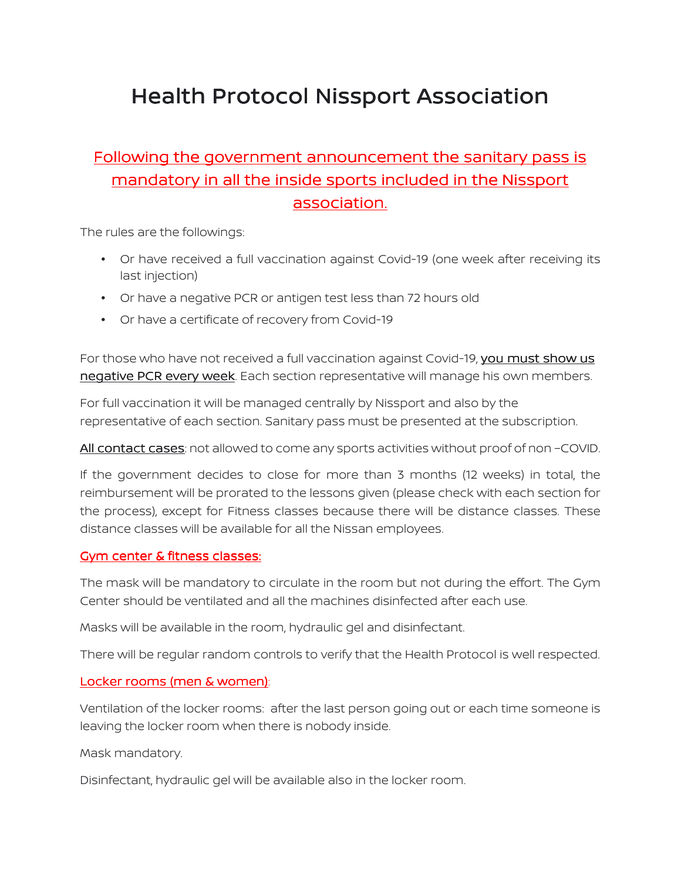# Health Protocol Nissport Association

## Following the government announcement the sanitary pass is mandatory in all the inside sports included in the Nissport association.

The rules are the followings:

- Or have received a full vaccination against Covid-19 (one week after receiving its last injection)
- Or have a negative PCR or antigen test less than 72 hours old
- Or have a certificate of recovery from Covid-19

For those who have not received a full vaccination against Covid-19, you must show us negative PCR every week. Each section representative will manage his own members.

For full vaccination it will be managed centrally by Nissport and also by the representative of each section. Sanitary pass must be presented at the subscription.

All contact cases: not allowed to come any sports activities without proof of non –COVID.

If the government decides to close for more than 3 months (12 weeks) in total, the reimbursement will be prorated to the lessons given (please check with each section for the process), except for Fitness classes because there will be distance classes. These distance classes will be available for all the Nissan employees.

### Gym center & fitness classes:

The mask will be mandatory to circulate in the room but not during the effort. The Gym Center should be ventilated and all the machines disinfected after each use.

Masks will be available in the room, hydraulic gel and disinfectant.

There will be regular random controls to verify that the Health Protocol is well respected.

### Locker rooms (men & women):

Ventilation of the locker rooms: after the last person going out or each time someone is leaving the locker room when there is nobody inside.

Mask mandatory.

Disinfectant, hydraulic gel will be available also in the locker room.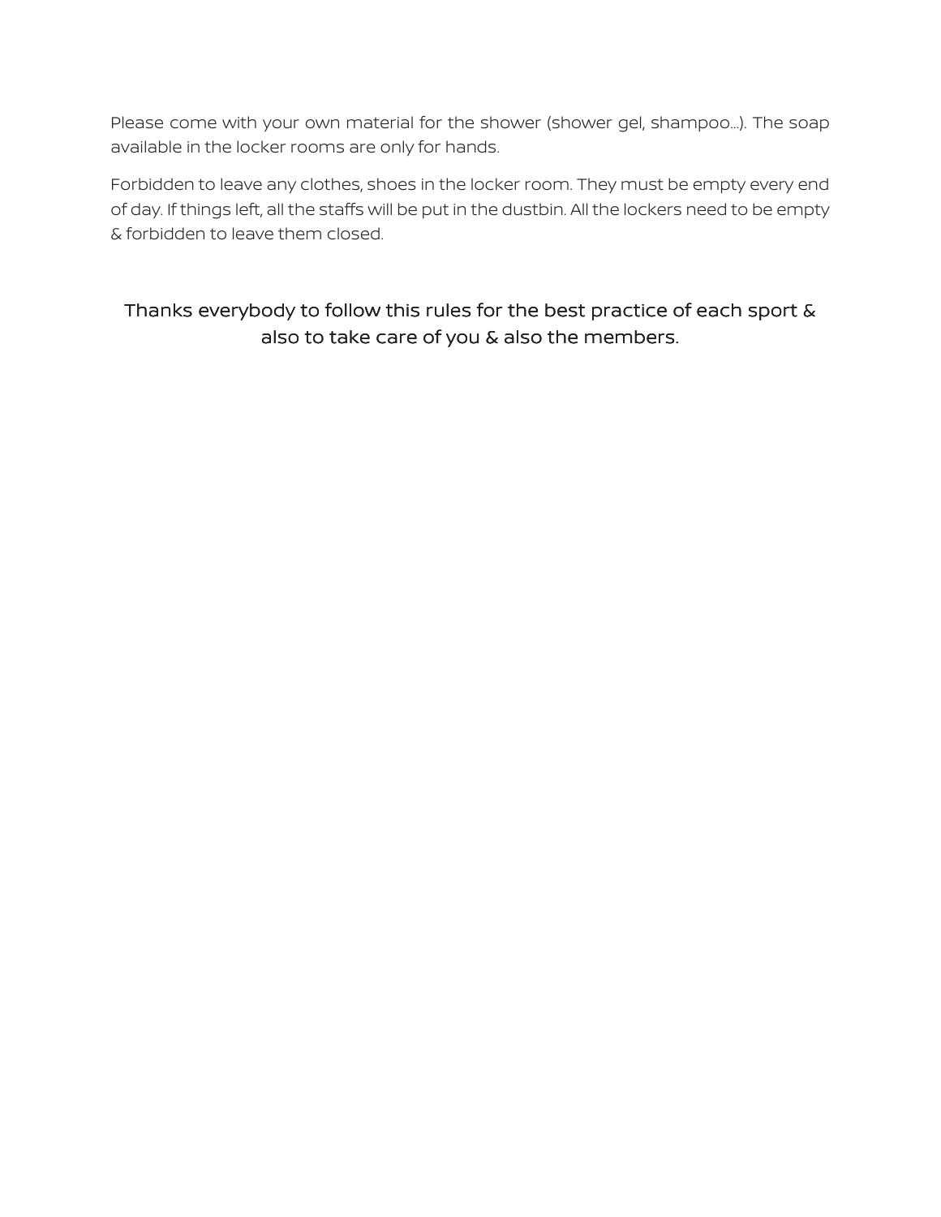Please come with your own material for the shower (shower gel, shampoo...). The soap available in the locker rooms are only for hands.

Forbidden to leave any clothes, shoes in the locker room. They must be empty every end of day. If things left, all the staffs will be put in the dustbin. All the lockers need to be empty & forbidden to leave them closed.

Thanks everybody to follow this rules for the best practice of each sport & also to take care of you & also the members.